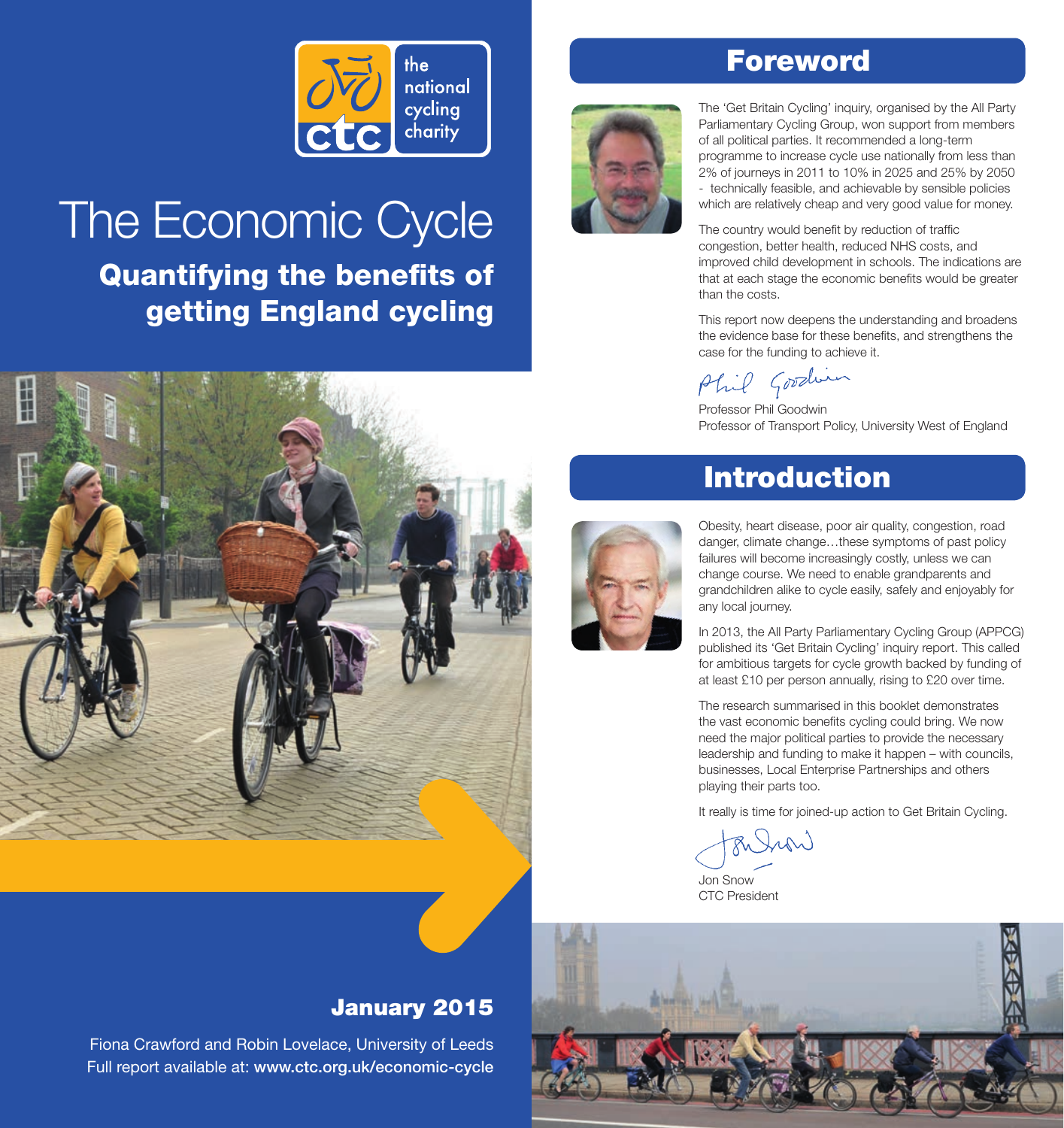the national cycling charity

ctc

# The Economic Cycle

## Quantifying the benefits of getting England cycling

**January 2015**

Fiona Crawford and Robin Lovelace, University of Leeds

Full report available at: **www.ctc.org.uk/economic-cycle**

## Foreword

The 'Get Britain Cycling' inquiry, organised by the All Party Parliamentary Cycling Group, won support from members of all political parties. It recommended a long-term programme to increase cycle use nationally from less than 2% of journeys in 2011 to 10% in 2025 and 25% by 2050 - technically feasible, and achievable by sensible policies which are relatively cheap and very good value for money.

The country would benefit by reduction of traffic congestion, better health, reduced NHS costs, and improved child development in schools. The indications are that at each stage the economic benefits would be greater than the costs.

This report now deepens the understanding and broadens the evidence base for these benefits, and strengthens the case for the funding to achieve it.

Professor Phil Goodwin
Professor of Transport Policy, University West of England

## Introduction

Obesity, heart disease, poor air quality, congestion, road danger, climate change…these symptoms of past policy failures will become increasingly costly, unless we can change course. We need to enable grandparents and grandchildren alike to cycle easily, safely and enjoyably for any local journey.

In 2013, the All Party Parliamentary Cycling Group (APPCG) published its 'Get Britain Cycling' inquiry report. This called for ambitious targets for cycle growth backed by funding of at least £10 per person annually, rising to £20 over time.

The research summarised in this booklet demonstrates the vast economic benefits cycling could bring. We now need the major political parties to provide the necessary leadership and funding to make it happen – with councils, businesses, Local Enterprise Partnerships and others playing their parts too.

It really is time for joined-up action to Get Britain Cycling.

Jon Snow
CTC President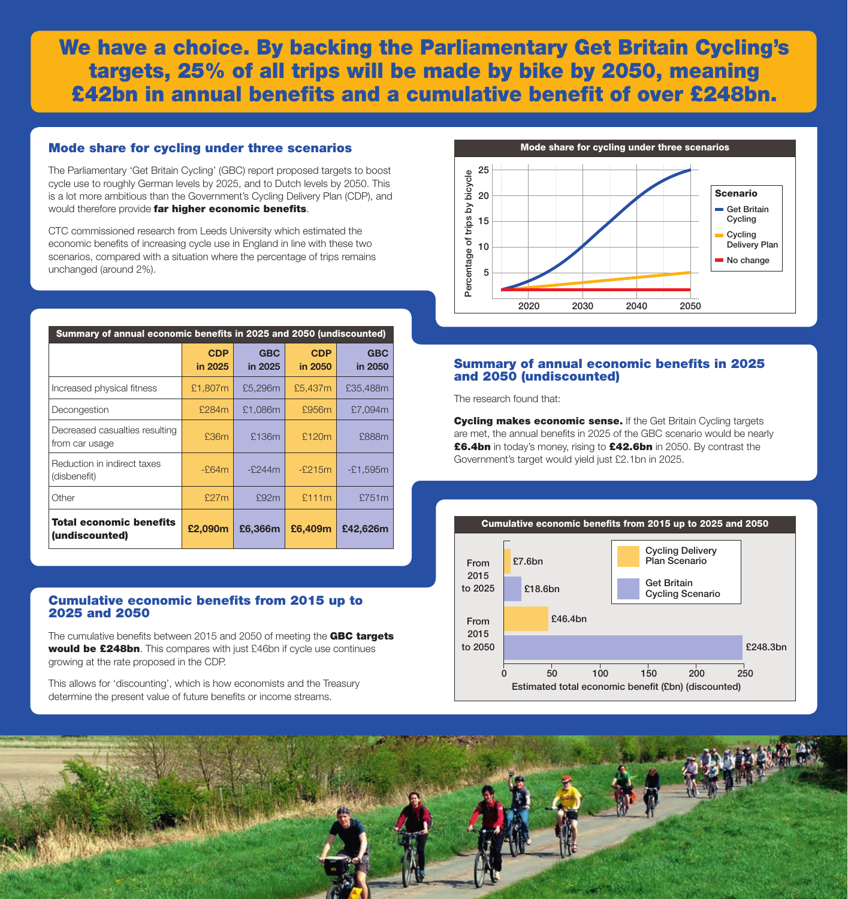# We have a choice. By backing the Parliamentary Get Britain Cycling's targets, 25% of all trips will be made by bike by 2050, meaning £42bn in annual benefits and a cumulative benefit of over £248bn.

## Mode share for cycling under three scenarios

The Parliamentary 'Get Britain Cycling' (GBC) report proposed targets to boost cycle use to roughly German levels by 2025, and to Dutch levels by 2050. This is a lot more ambitious than the Government's Cycling Delivery Plan (CDP), and would therefore provide **far higher economic benefits**.

CTC commissioned research from Leeds University which estimated the economic benefits of increasing cycle use in England in line with these two scenarios, compared with a situation where the percentage of trips remains unchanged (around 2%).

**Mode share for cycling under three scenarios**

Percentage of trips by bicycle (2020–2050). Scenario: Get Britain Cycling; Cycling Delivery Plan; No change

**Summary of annual economic benefits in 2025 and 2050 (undiscounted)**

| | CDP in 2025 | GBC in 2025 | CDP in 2050 | GBC in 2050 |
|---|---|---|---|---|
| Increased physical fitness | £1,807m | £5,296m | £5,437m | £35,488m |
| Decongestion | £284m | £1,086m | £956m | £7,094m |
| Decreased casualties resulting from car usage | £36m | £136m | £120m | £888m |
| Reduction in indirect taxes (disbenefit) | -£64m | -£244m | -£215m | -£1,595m |
| Other | £27m | £92m | £111m | £751m |
| **Total economic benefits (undiscounted)** | **£2,090m** | **£6,366m** | **£6,409m** | **£42,626m** |

## Summary of annual economic benefits in 2025 and 2050 (undiscounted)

The research found that:

**Cycling makes economic sense.** If the Get Britain Cycling targets are met, the annual benefits in 2025 of the GBC scenario would be nearly **£6.4bn** in today's money, rising to **£42.6bn** in 2050. By contrast the Government's target would yield just £2.1bn in 2025.

## Cumulative economic benefits from 2015 up to 2025 and 2050

The cumulative benefits between 2015 and 2050 of meeting the **GBC targets would be £248bn**. This compares with just £46bn if cycle use continues growing at the rate proposed in the CDP.

This allows for 'discounting', which is how economists and the Treasury determine the present value of future benefits or income streams.

**Cumulative economic benefits from 2015 up to 2025 and 2050**

| | Cycling Delivery Plan Scenario | Get Britain Cycling Scenario |
|---|---|---|
| From 2015 to 2025 | £7.6bn | £18.6bn |
| From 2015 to 2050 | £46.4bn | £248.3bn |

Estimated total economic benefit (£bn) (discounted)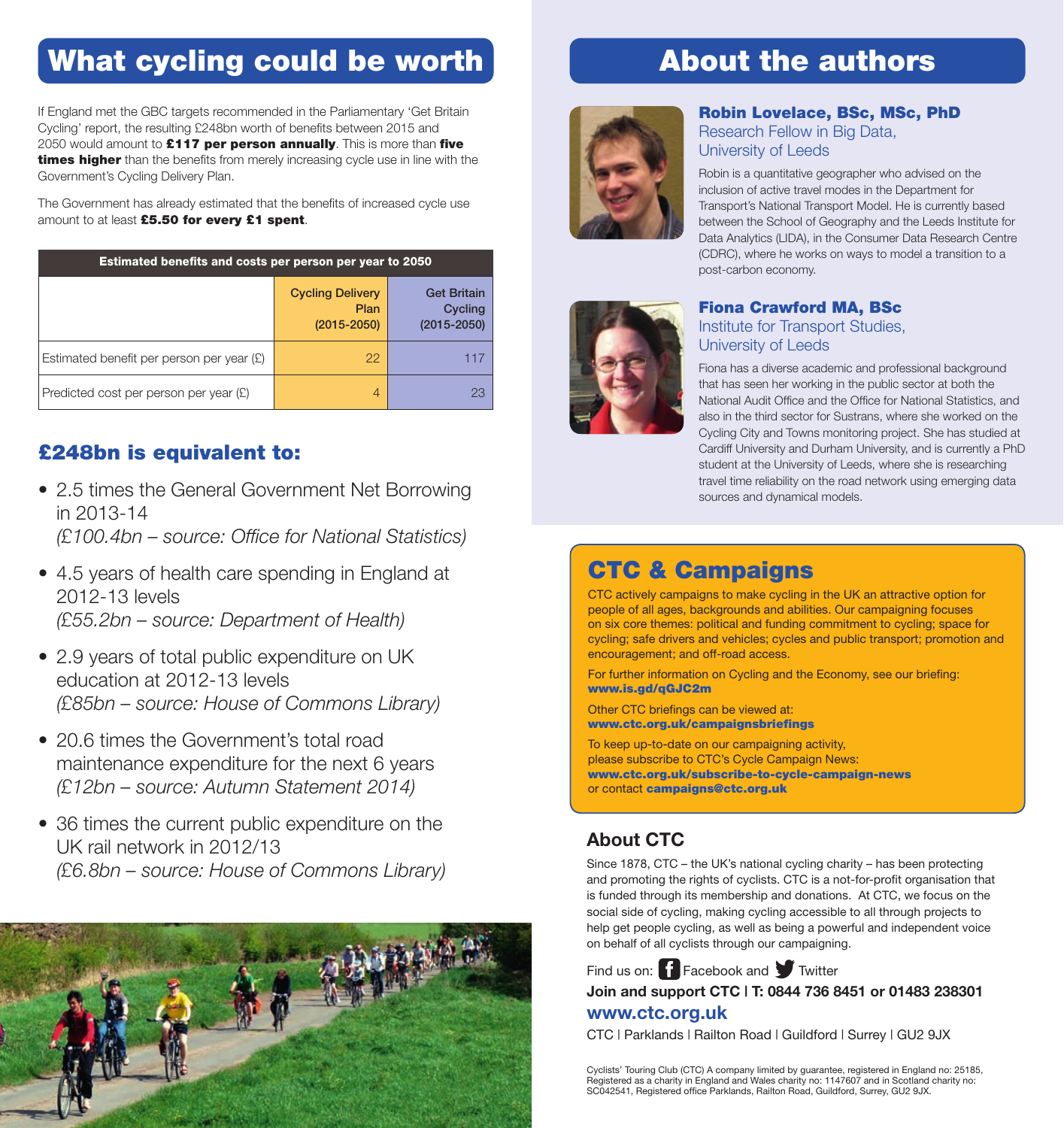# What cycling could be worth

If England met the GBC targets recommended in the Parliamentary 'Get Britain Cycling' report, the resulting £248bn worth of benefits between 2015 and 2050 would amount to **£117 per person annually**. This is more than **five times higher** than the benefits from merely increasing cycle use in line with the Government's Cycling Delivery Plan.

The Government has already estimated that the benefits of increased cycle use amount to at least **£5.50 for every £1 spent**.

**Estimated benefits and costs per person per year to 2050**

| | Cycling Delivery Plan (2015-2050) | Get Britain Cycling (2015-2050) |
|---|---|---|
| Estimated benefit per person per year (£) | 22 | 117 |
| Predicted cost per person per year (£) | 4 | 23 |

## £248bn is equivalent to:

- 2.5 times the General Government Net Borrowing in 2013-14
  *(£100.4bn – source: Office for National Statistics)*
- 4.5 years of health care spending in England at 2012-13 levels
  *(£55.2bn – source: Department of Health)*
- 2.9 years of total public expenditure on UK education at 2012-13 levels
  *(£85bn – source: House of Commons Library)*
- 20.6 times the Government's total road maintenance expenditure for the next 6 years
  *(£12bn – source: Autumn Statement 2014)*
- 36 times the current public expenditure on the UK rail network in 2012/13
  *(£6.8bn – source: House of Commons Library)*

# About the authors

### Robin Lovelace, BSc, MSc, PhD
Research Fellow in Big Data, University of Leeds

Robin is a quantitative geographer who advised on the inclusion of active travel modes in the Department for Transport's National Transport Model. He is currently based between the School of Geography and the Leeds Institute for Data Analytics (LIDA), in the Consumer Data Research Centre (CDRC), where he works on ways to model a transition to a post-carbon economy.

### Fiona Crawford MA, BSc
Institute for Transport Studies, University of Leeds

Fiona has a diverse academic and professional background that has seen her working in the public sector at both the National Audit Office and the Office for National Statistics, and also in the third sector for Sustrans, where she worked on the Cycling City and Towns monitoring project. She has studied at Cardiff University and Durham University, and is currently a PhD student at the University of Leeds, where she is researching travel time reliability on the road network using emerging data sources and dynamical models.

## CTC & Campaigns

CTC actively campaigns to make cycling in the UK an attractive option for people of all ages, backgrounds and abilities. Our campaigning focuses on six core themes: political and funding commitment to cycling; space for cycling; safe drivers and vehicles; cycles and public transport; promotion and encouragement; and off-road access.

For further information on Cycling and the Economy, see our briefing:
**www.is.gd/qGJC2m**

Other CTC briefings can be viewed at:
**www.ctc.org.uk/campaignsbriefings**

To keep up-to-date on our campaigning activity, please subscribe to CTC's Cycle Campaign News:
**www.ctc.org.uk/subscribe-to-cycle-campaign-news**
or contact **campaigns@ctc.org.uk**

## About CTC

Since 1878, CTC – the UK's national cycling charity – has been protecting and promoting the rights of cyclists. CTC is a not-for-profit organisation that is funded through its membership and donations. At CTC, we focus on the social side of cycling, making cycling accessible to all through projects to help get people cycling, as well as being a powerful and independent voice on behalf of all cyclists through our campaigning.

Find us on: Facebook and Twitter

**Join and support CTC | T: 0844 736 8451 or 01483 238301**

**www.ctc.org.uk**

CTC | Parklands | Railton Road | Guildford | Surrey | GU2 9JX

Cyclists' Touring Club (CTC) A company limited by guarantee, registered in England no: 25185, Registered as a charity in England and Wales charity no: 1147607 and in Scotland charity no: SC042541, Registered office Parklands, Railton Road, Guildford, Surrey, GU2 9JX.